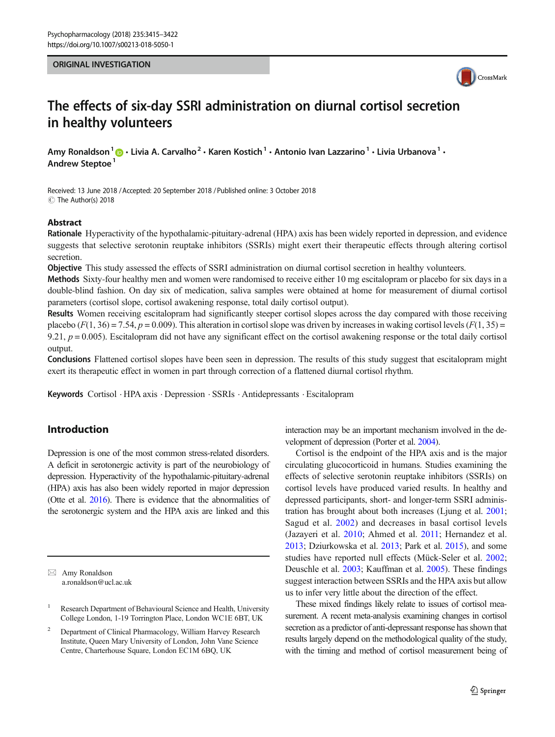ORIGINAL INVESTIGATION

# The effects of six-day SSRI administration on diurnal cortisol secretion in healthy volunteers

Amy Ronaldson[1] · Livia A. Carvalho[2] · Karen Kostich[1] · Antonio Ivan Lazzarino[1] · Livia Urbanova[1] · Andrew Steptoe[1]

Received: 13 June 2018 / Accepted: 20 September 2018 / Published online: 3 October 2018
© The Author(s) 2018

## Abstract

**Rationale** Hyperactivity of the hypothalamic-pituitary-adrenal (HPA) axis has been widely reported in depression, and evidence suggests that selective serotonin reuptake inhibitors (SSRIs) might exert their therapeutic effects through altering cortisol secretion.

**Objective** This study assessed the effects of SSRI administration on diurnal cortisol secretion in healthy volunteers.

**Methods** Sixty-four healthy men and women were randomised to receive either 10 mg escitalopram or placebo for six days in a double-blind fashion. On day six of medication, saliva samples were obtained at home for measurement of diurnal cortisol parameters (cortisol slope, cortisol awakening response, total daily cortisol output).

**Results** Women receiving escitalopram had significantly steeper cortisol slopes across the day compared with those receiving placebo ($F(1, 36) = 7.54$, $p = 0.009$). This alteration in cortisol slope was driven by increases in waking cortisol levels ($F(1, 35) = 9.21$, $p = 0.005$). Escitalopram did not have any significant effect on the cortisol awakening response or the total daily cortisol output.

**Conclusions** Flattened cortisol slopes have been seen in depression. The results of this study suggest that escitalopram might exert its therapeutic effect in women in part through correction of a flattened diurnal cortisol rhythm.

**Keywords** Cortisol · HPA axis · Depression · SSRIs · Antidepressants · Escitalopram

## Introduction

Depression is one of the most common stress-related disorders. A deficit in serotonergic activity is part of the neurobiology of depression. Hyperactivity of the hypothalamic-pituitary-adrenal (HPA) axis has also been widely reported in major depression (Otte et al. 2016). There is evidence that the abnormalities of the serotonergic system and the HPA axis are linked and this interaction may be an important mechanism involved in the development of depression (Porter et al. 2004).

Cortisol is the endpoint of the HPA axis and is the major circulating glucocorticoid in humans. Studies examining the effects of selective serotonin reuptake inhibitors (SSRIs) on cortisol levels have produced varied results. In healthy and depressed participants, short- and longer-term SSRI administration has brought about both increases (Ljung et al. 2001; Sagud et al. 2002) and decreases in basal cortisol levels (Jazayeri et al. 2010; Ahmed et al. 2011; Hernandez et al. 2013; Dziurkowska et al. 2013; Park et al. 2015), and some studies have reported null effects (Mück-Seler et al. 2002; Deuschle et al. 2003; Kauffman et al. 2005). These findings suggest interaction between SSRIs and the HPA axis but allow us to infer very little about the direction of the effect.

These mixed findings likely relate to issues of cortisol measurement. A recent meta-analysis examining changes in cortisol secretion as a predictor of anti-depressant response has shown that results largely depend on the methodological quality of the study, with the timing and method of cortisol measurement being of

✉ Amy Ronaldson
a.ronaldson@ucl.ac.uk

[1] Research Department of Behavioural Science and Health, University College London, 1-19 Torrington Place, London WC1E 6BT, UK

[2] Department of Clinical Pharmacology, William Harvey Research Institute, Queen Mary University of London, John Vane Science Centre, Charterhouse Square, London EC1M 6BQ, UK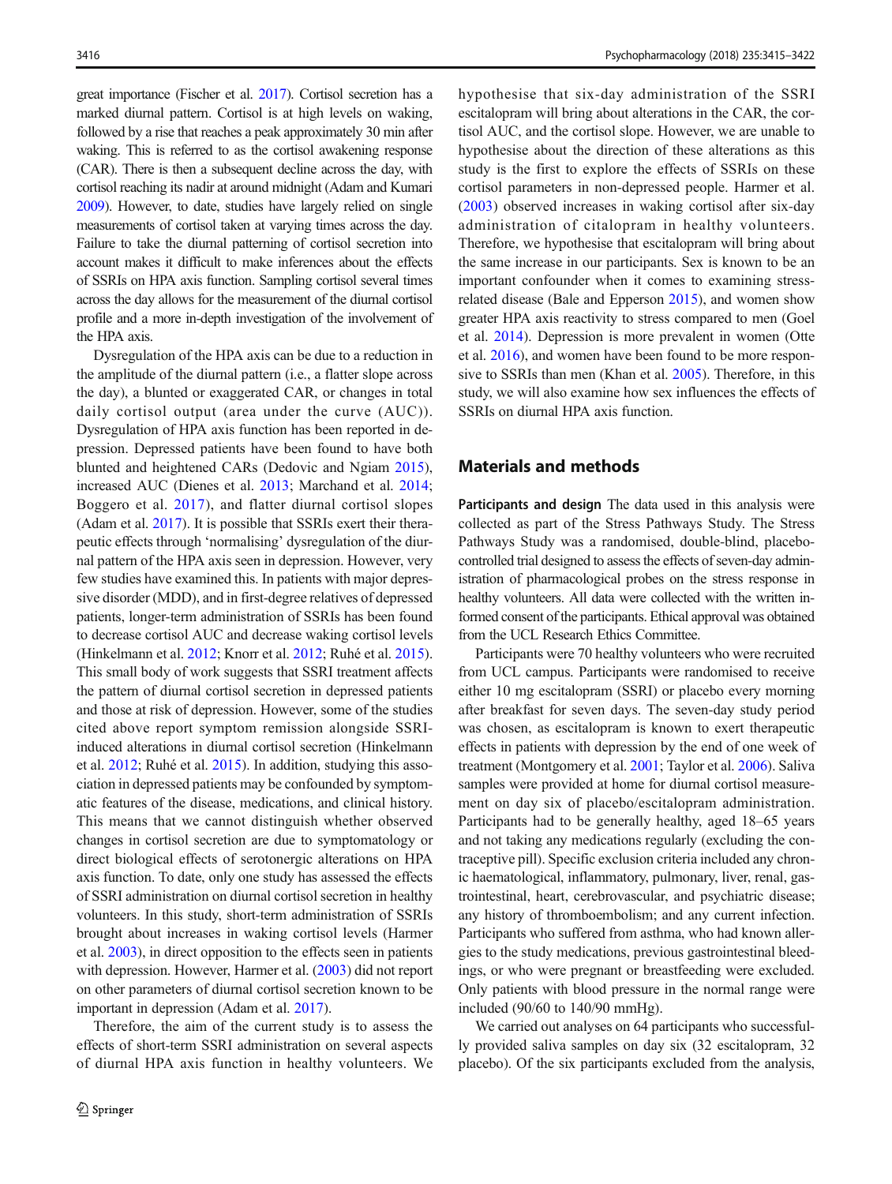great importance (Fischer et al. 2017). Cortisol secretion has a marked diurnal pattern. Cortisol is at high levels on waking, followed by a rise that reaches a peak approximately 30 min after waking. This is referred to as the cortisol awakening response (CAR). There is then a subsequent decline across the day, with cortisol reaching its nadir at around midnight (Adam and Kumari 2009). However, to date, studies have largely relied on single measurements of cortisol taken at varying times across the day. Failure to take the diurnal patterning of cortisol secretion into account makes it difficult to make inferences about the effects of SSRIs on HPA axis function. Sampling cortisol several times across the day allows for the measurement of the diurnal cortisol profile and a more in-depth investigation of the involvement of the HPA axis.

Dysregulation of the HPA axis can be due to a reduction in the amplitude of the diurnal pattern (i.e., a flatter slope across the day), a blunted or exaggerated CAR, or changes in total daily cortisol output (area under the curve (AUC)). Dysregulation of HPA axis function has been reported in depression. Depressed patients have been found to have both blunted and heightened CARs (Dedovic and Ngiam 2015), increased AUC (Dienes et al. 2013; Marchand et al. 2014; Boggero et al. 2017), and flatter diurnal cortisol slopes (Adam et al. 2017). It is possible that SSRIs exert their therapeutic effects through 'normalising' dysregulation of the diurnal pattern of the HPA axis seen in depression. However, very few studies have examined this. In patients with major depressive disorder (MDD), and in first-degree relatives of depressed patients, longer-term administration of SSRIs has been found to decrease cortisol AUC and decrease waking cortisol levels (Hinkelmann et al. 2012; Knorr et al. 2012; Ruhé et al. 2015). This small body of work suggests that SSRI treatment affects the pattern of diurnal cortisol secretion in depressed patients and those at risk of depression. However, some of the studies cited above report symptom remission alongside SSRI-induced alterations in diurnal cortisol secretion (Hinkelmann et al. 2012; Ruhé et al. 2015). In addition, studying this association in depressed patients may be confounded by symptomatic features of the disease, medications, and clinical history. This means that we cannot distinguish whether observed changes in cortisol secretion are due to symptomatology or direct biological effects of serotonergic alterations on HPA axis function. To date, only one study has assessed the effects of SSRI administration on diurnal cortisol secretion in healthy volunteers. In this study, short-term administration of SSRIs brought about increases in waking cortisol levels (Harmer et al. 2003), in direct opposition to the effects seen in patients with depression. However, Harmer et al. (2003) did not report on other parameters of diurnal cortisol secretion known to be important in depression (Adam et al. 2017).

Therefore, the aim of the current study is to assess the effects of short-term SSRI administration on several aspects of diurnal HPA axis function in healthy volunteers. We hypothesise that six-day administration of the SSRI escitalopram will bring about alterations in the CAR, the cortisol AUC, and the cortisol slope. However, we are unable to hypothesise about the direction of these alterations as this study is the first to explore the effects of SSRIs on these cortisol parameters in non-depressed people. Harmer et al. (2003) observed increases in waking cortisol after six-day administration of citalopram in healthy volunteers. Therefore, we hypothesise that escitalopram will bring about the same increase in our participants. Sex is known to be an important confounder when it comes to examining stress-related disease (Bale and Epperson 2015), and women show greater HPA axis reactivity to stress compared to men (Goel et al. 2014). Depression is more prevalent in women (Otte et al. 2016), and women have been found to be more responsive to SSRIs than men (Khan et al. 2005). Therefore, in this study, we will also examine how sex influences the effects of SSRIs on diurnal HPA axis function.

## Materials and methods

**Participants and design** The data used in this analysis were collected as part of the Stress Pathways Study. The Stress Pathways Study was a randomised, double-blind, placebo-controlled trial designed to assess the effects of seven-day administration of pharmacological probes on the stress response in healthy volunteers. All data were collected with the written informed consent of the participants. Ethical approval was obtained from the UCL Research Ethics Committee.

Participants were 70 healthy volunteers who were recruited from UCL campus. Participants were randomised to receive either 10 mg escitalopram (SSRI) or placebo every morning after breakfast for seven days. The seven-day study period was chosen, as escitalopram is known to exert therapeutic effects in patients with depression by the end of one week of treatment (Montgomery et al. 2001; Taylor et al. 2006). Saliva samples were provided at home for diurnal cortisol measurement on day six of placebo/escitalopram administration. Participants had to be generally healthy, aged 18–65 years and not taking any medications regularly (excluding the contraceptive pill). Specific exclusion criteria included any chronic haematological, inflammatory, pulmonary, liver, renal, gastrointestinal, heart, cerebrovascular, and psychiatric disease; any history of thromboembolism; and any current infection. Participants who suffered from asthma, who had known allergies to the study medications, previous gastrointestinal bleedings, or who were pregnant or breastfeeding were excluded. Only patients with blood pressure in the normal range were included (90/60 to 140/90 mmHg).

We carried out analyses on 64 participants who successfully provided saliva samples on day six (32 escitalopram, 32 placebo). Of the six participants excluded from the analysis,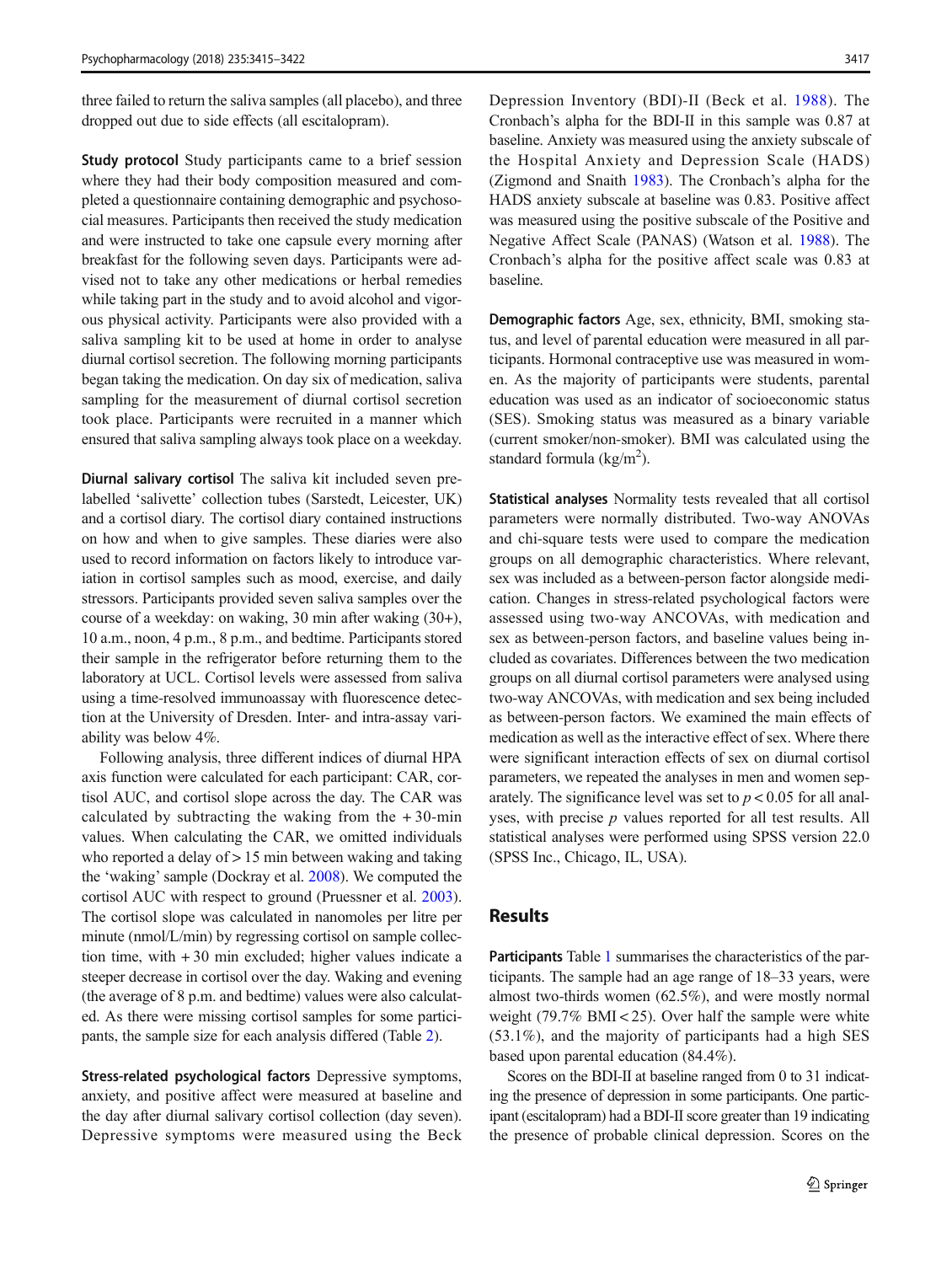three failed to return the saliva samples (all placebo), and three dropped out due to side effects (all escitalopram).

**Study protocol** Study participants came to a brief session where they had their body composition measured and completed a questionnaire containing demographic and psychosocial measures. Participants then received the study medication and were instructed to take one capsule every morning after breakfast for the following seven days. Participants were advised not to take any other medications or herbal remedies while taking part in the study and to avoid alcohol and vigorous physical activity. Participants were also provided with a saliva sampling kit to be used at home in order to analyse diurnal cortisol secretion. The following morning participants began taking the medication. On day six of medication, saliva sampling for the measurement of diurnal cortisol secretion took place. Participants were recruited in a manner which ensured that saliva sampling always took place on a weekday.

**Diurnal salivary cortisol** The saliva kit included seven pre-labelled 'salivette' collection tubes (Sarstedt, Leicester, UK) and a cortisol diary. The cortisol diary contained instructions on how and when to give samples. These diaries were also used to record information on factors likely to introduce variation in cortisol samples such as mood, exercise, and daily stressors. Participants provided seven saliva samples over the course of a weekday: on waking, 30 min after waking (30+), 10 a.m., noon, 4 p.m., 8 p.m., and bedtime. Participants stored their sample in the refrigerator before returning them to the laboratory at UCL. Cortisol levels were assessed from saliva using a time-resolved immunoassay with fluorescence detection at the University of Dresden. Inter- and intra-assay variability was below 4%.

Following analysis, three different indices of diurnal HPA axis function were calculated for each participant: CAR, cortisol AUC, and cortisol slope across the day. The CAR was calculated by subtracting the waking from the + 30-min values. When calculating the CAR, we omitted individuals who reported a delay of > 15 min between waking and taking the 'waking' sample (Dockray et al. 2008). We computed the cortisol AUC with respect to ground (Pruessner et al. 2003). The cortisol slope was calculated in nanomoles per litre per minute (nmol/L/min) by regressing cortisol on sample collection time, with + 30 min excluded; higher values indicate a steeper decrease in cortisol over the day. Waking and evening (the average of 8 p.m. and bedtime) values were also calculated. As there were missing cortisol samples for some participants, the sample size for each analysis differed (Table 2).

**Stress-related psychological factors** Depressive symptoms, anxiety, and positive affect were measured at baseline and the day after diurnal salivary cortisol collection (day seven). Depressive symptoms were measured using the Beck Depression Inventory (BDI)-II (Beck et al. 1988). The Cronbach's alpha for the BDI-II in this sample was 0.87 at baseline. Anxiety was measured using the anxiety subscale of the Hospital Anxiety and Depression Scale (HADS) (Zigmond and Snaith 1983). The Cronbach's alpha for the HADS anxiety subscale at baseline was 0.83. Positive affect was measured using the positive subscale of the Positive and Negative Affect Scale (PANAS) (Watson et al. 1988). The Cronbach's alpha for the positive affect scale was 0.83 at baseline.

**Demographic factors** Age, sex, ethnicity, BMI, smoking status, and level of parental education were measured in all participants. Hormonal contraceptive use was measured in women. As the majority of participants were students, parental education was used as an indicator of socioeconomic status (SES). Smoking status was measured as a binary variable (current smoker/non-smoker). BMI was calculated using the standard formula (kg/m$^2$).

**Statistical analyses** Normality tests revealed that all cortisol parameters were normally distributed. Two-way ANOVAs and chi-square tests were used to compare the medication groups on all demographic characteristics. Where relevant, sex was included as a between-person factor alongside medication. Changes in stress-related psychological factors were assessed using two-way ANCOVAs, with medication and sex as between-person factors, and baseline values being included as covariates. Differences between the two medication groups on all diurnal cortisol parameters were analysed using two-way ANCOVAs, with medication and sex being included as between-person factors. We examined the main effects of medication as well as the interactive effect of sex. Where there were significant interaction effects of sex on diurnal cortisol parameters, we repeated the analyses in men and women separately. The significance level was set to $p < 0.05$ for all analyses, with precise $p$ values reported for all test results. All statistical analyses were performed using SPSS version 22.0 (SPSS Inc., Chicago, IL, USA).

## Results

**Participants** Table 1 summarises the characteristics of the participants. The sample had an age range of 18–33 years, were almost two-thirds women (62.5%), and were mostly normal weight (79.7% BMI < 25). Over half the sample were white (53.1%), and the majority of participants had a high SES based upon parental education (84.4%).

Scores on the BDI-II at baseline ranged from 0 to 31 indicating the presence of depression in some participants. One participant (escitalopram) had a BDI-II score greater than 19 indicating the presence of probable clinical depression. Scores on the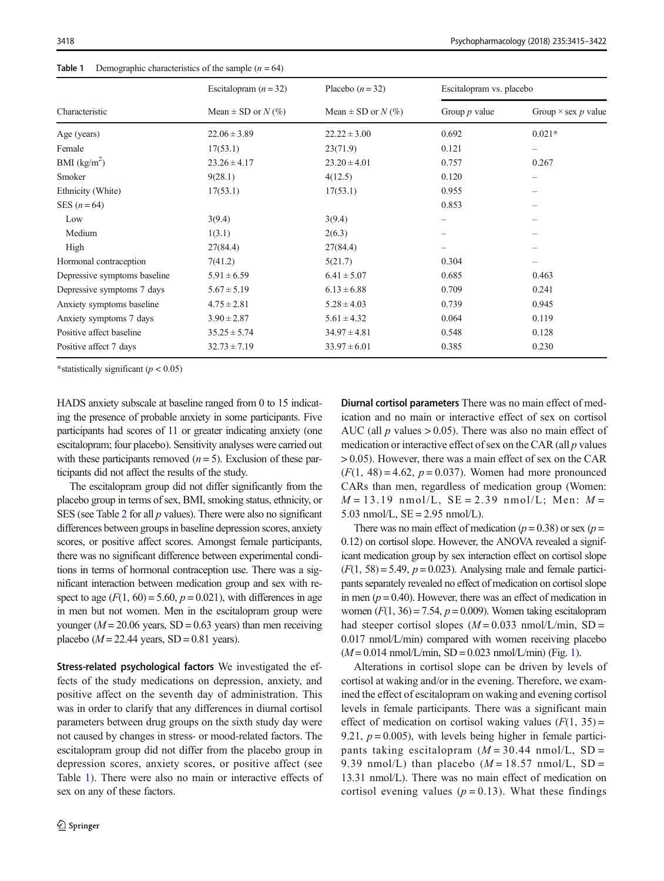**Table 1** Demographic characteristics of the sample ($n = 64$)

| Characteristic | Escitalopram ($n = 32$) | Placebo ($n = 32$) | Escitalopram vs. placebo | |
|---|---|---|---|---|
| | Mean ± SD or $N$ (%) | Mean ± SD or $N$ (%) | Group $p$ value | Group × sex $p$ value |
| Age (years) | 22.06 ± 3.89 | 22.22 ± 3.00 | 0.692 | 0.021* |
| Female | 17(53.1) | 23(71.9) | 0.121 | – |
| BMI (kg/m$^2$) | 23.26 ± 4.17 | 23.20 ± 4.01 | 0.757 | 0.267 |
| Smoker | 9(28.1) | 4(12.5) | 0.120 | – |
| Ethnicity (White) | 17(53.1) | 17(53.1) | 0.955 | – |
| SES ($n = 64$) | | | 0.853 | – |
| Low | 3(9.4) | 3(9.4) | – | – |
| Medium | 1(3.1) | 2(6.3) | – | – |
| High | 27(84.4) | 27(84.4) | – | – |
| Hormonal contraception | 7(41.2) | 5(21.7) | 0.304 | – |
| Depressive symptoms baseline | 5.91 ± 6.59 | 6.41 ± 5.07 | 0.685 | 0.463 |
| Depressive symptoms 7 days | 5.67 ± 5.19 | 6.13 ± 6.88 | 0.709 | 0.241 |
| Anxiety symptoms baseline | 4.75 ± 2.81 | 5.28 ± 4.03 | 0.739 | 0.945 |
| Anxiety symptoms 7 days | 3.90 ± 2.87 | 5.61 ± 4.32 | 0.064 | 0.119 |
| Positive affect baseline | 35.25 ± 5.74 | 34.97 ± 4.81 | 0.548 | 0.128 |
| Positive affect 7 days | 32.73 ± 7.19 | 33.97 ± 6.01 | 0.385 | 0.230 |

*statistically significant ($p < 0.05$)

HADS anxiety subscale at baseline ranged from 0 to 15 indicating the presence of probable anxiety in some participants. Five participants had scores of 11 or greater indicating anxiety (one escitalopram; four placebo). Sensitivity analyses were carried out with these participants removed ($n = 5$). Exclusion of these participants did not affect the results of the study.

The escitalopram group did not differ significantly from the placebo group in terms of sex, BMI, smoking status, ethnicity, or SES (see Table 2 for all $p$ values). There were also no significant differences between groups in baseline depression scores, anxiety scores, or positive affect scores. Amongst female participants, there was no significant difference between experimental conditions in terms of hormonal contraception use. There was a significant interaction between medication group and sex with respect to age ($F(1, 60) = 5.60$, $p = 0.021$), with differences in age in men but not women. Men in the escitalopram group were younger ($M = 20.06$ years, SD = 0.63 years) than men receiving placebo ($M = 22.44$ years, SD = 0.81 years).

**Stress-related psychological factors** We investigated the effects of the study medications on depression, anxiety, and positive affect on the seventh day of administration. This was in order to clarify that any differences in diurnal cortisol parameters between drug groups on the sixth study day were not caused by changes in stress- or mood-related factors. The escitalopram group did not differ from the placebo group in depression scores, anxiety scores, or positive affect (see Table 1). There were also no main or interactive effects of sex on any of these factors.

**Diurnal cortisol parameters** There was no main effect of medication and no main or interactive effect of sex on cortisol AUC (all $p$ values > 0.05). There was also no main effect of medication or interactive effect of sex on the CAR (all $p$ values > 0.05). However, there was a main effect of sex on the CAR ($F(1, 48) = 4.62$, $p = 0.037$). Women had more pronounced CARs than men, regardless of medication group (Women: $M = 13.19$ nmol/L, SE = 2.39 nmol/L; Men: $M = 5.03$ nmol/L, SE = 2.95 nmol/L).

There was no main effect of medication ($p = 0.38$) or sex ($p = 0.12$) on cortisol slope. However, the ANOVA revealed a significant medication group by sex interaction effect on cortisol slope ($F(1, 58) = 5.49$, $p = 0.023$). Analysing male and female participants separately revealed no effect of medication on cortisol slope in men ($p = 0.40$). However, there was an effect of medication in women ($F(1, 36) = 7.54$, $p = 0.009$). Women taking escitalopram had steeper cortisol slopes ($M = 0.033$ nmol/L/min, SD = 0.017 nmol/L/min) compared with women receiving placebo ($M = 0.014$ nmol/L/min, SD = 0.023 nmol/L/min) (Fig. 1).

Alterations in cortisol slope can be driven by levels of cortisol at waking and/or in the evening. Therefore, we examined the effect of escitalopram on waking and evening cortisol levels in female participants. There was a significant main effect of medication on cortisol waking values ($F(1, 35) = 9.21$, $p = 0.005$), with levels being higher in female participants taking escitalopram ($M = 30.44$ nmol/L, SD = 9.39 nmol/L) than placebo ($M = 18.57$ nmol/L, SD = 13.31 nmol/L). There was no main effect of medication on cortisol evening values ($p = 0.13$). What these findings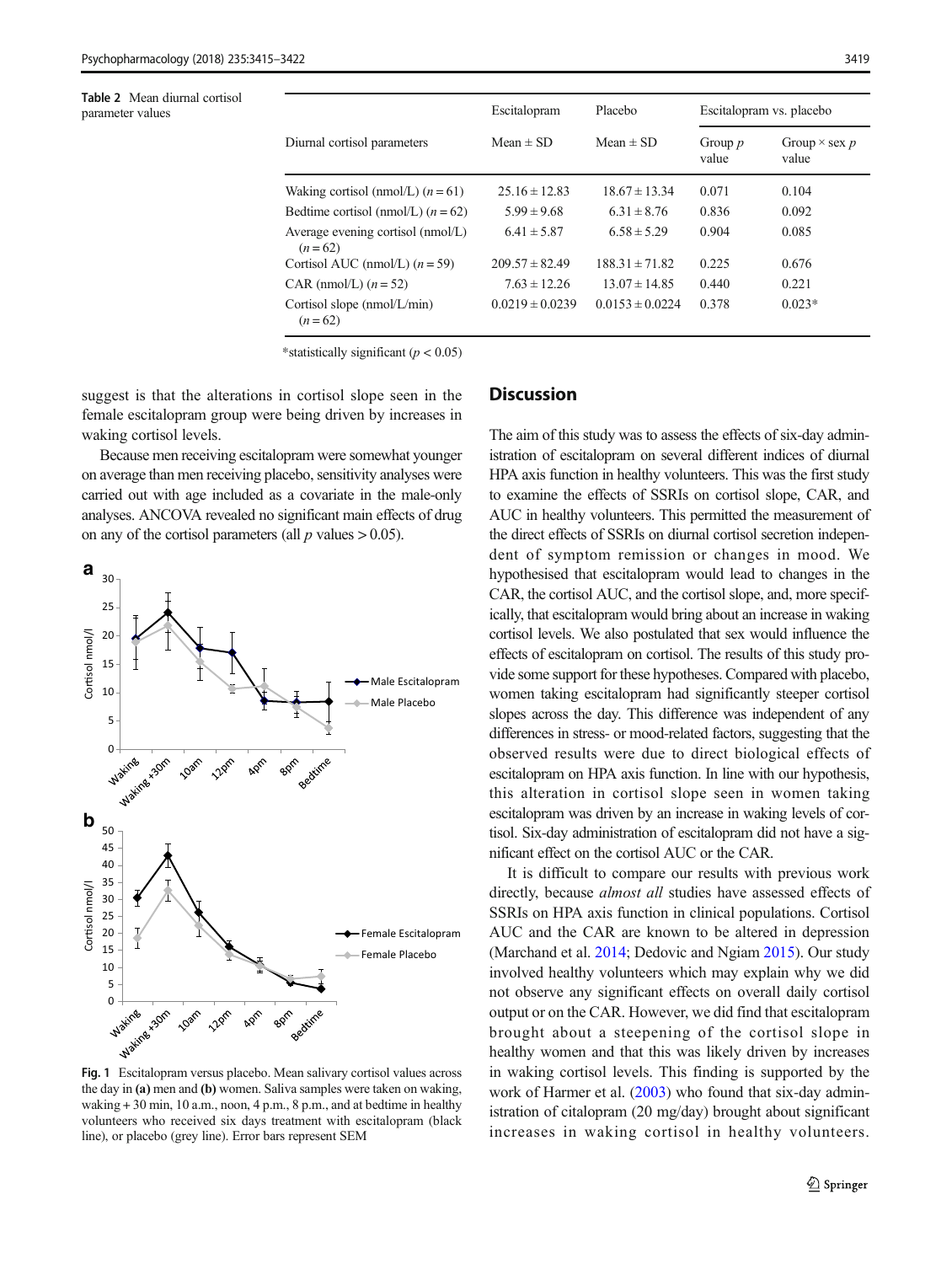**Table 2** Mean diurnal cortisol parameter values

| Diurnal cortisol parameters | Escitalopram | Placebo | Escitalopram vs. placebo | |
|---|---|---|---|---|
| | Mean ± SD | Mean ± SD | Group *p* value | Group × sex *p* value |
| Waking cortisol (nmol/L) ($n = 61$) | 25.16 ± 12.83 | 18.67 ± 13.34 | 0.071 | 0.104 |
| Bedtime cortisol (nmol/L) ($n = 62$) | 5.99 ± 9.68 | 6.31 ± 8.76 | 0.836 | 0.092 |
| Average evening cortisol (nmol/L) ($n = 62$) | 6.41 ± 5.87 | 6.58 ± 5.29 | 0.904 | 0.085 |
| Cortisol AUC (nmol/L) ($n = 59$) | 209.57 ± 82.49 | 188.31 ± 71.82 | 0.225 | 0.676 |
| CAR (nmol/L) ($n = 52$) | 7.63 ± 12.26 | 13.07 ± 14.85 | 0.440 | 0.221 |
| Cortisol slope (nmol/L/min) ($n = 62$) | 0.0219 ± 0.0239 | 0.0153 ± 0.0224 | 0.378 | 0.023* |

*statistically significant ($p < 0.05$)

suggest is that the alterations in cortisol slope seen in the female escitalopram group were being driven by increases in waking cortisol levels.

Because men receiving escitalopram were somewhat younger on average than men receiving placebo, sensitivity analyses were carried out with age included as a covariate in the male-only analyses. ANCOVA revealed no significant main effects of drug on any of the cortisol parameters (all $p$ values > 0.05).

a
Cortisol nmol/l
30
25
20
15
10
5
0
Waking
Waking +30m
10am
12pm
4pm
8pm
Bedtime
Male Escitalopram
Male Placebo

b
Cortisol nmol/l
50
45
40
35
30
25
20
15
10
5
0
Waking
Waking +30m
10am
12pm
4pm
8pm
Bedtime
Female Escitalopram
Female Placebo

**Fig. 1** Escitalopram versus placebo. Mean salivary cortisol values across the day in **(a)** men and **(b)** women. Saliva samples were taken on waking, waking + 30 min, 10 a.m., noon, 4 p.m., 8 p.m., and at bedtime in healthy volunteers who received six days treatment with escitalopram (black line), or placebo (grey line). Error bars represent SEM

## Discussion

The aim of this study was to assess the effects of six-day administration of escitalopram on several different indices of diurnal HPA axis function in healthy volunteers. This was the first study to examine the effects of SSRIs on cortisol slope, CAR, and AUC in healthy volunteers. This permitted the measurement of the direct effects of SSRIs on diurnal cortisol secretion independent of symptom remission or changes in mood. We hypothesised that escitalopram would lead to changes in the CAR, the cortisol AUC, and the cortisol slope, and, more specifically, that escitalopram would bring about an increase in waking cortisol levels. We also postulated that sex would influence the effects of escitalopram on cortisol. The results of this study provide some support for these hypotheses. Compared with placebo, women taking escitalopram had significantly steeper cortisol slopes across the day. This difference was independent of any differences in stress- or mood-related factors, suggesting that the observed results were due to direct biological effects of escitalopram on HPA axis function. In line with our hypothesis, this alteration in cortisol slope seen in women taking escitalopram was driven by an increase in waking levels of cortisol. Six-day administration of escitalopram did not have a significant effect on the cortisol AUC or the CAR.

It is difficult to compare our results with previous work directly, because *almost all* studies have assessed effects of SSRIs on HPA axis function in clinical populations. Cortisol AUC and the CAR are known to be altered in depression (Marchand et al. 2014; Dedovic and Ngiam 2015). Our study involved healthy volunteers which may explain why we did not observe any significant effects on overall daily cortisol output or on the CAR. However, we did find that escitalopram brought about a steepening of the cortisol slope in healthy women and that this was likely driven by increases in waking cortisol levels. This finding is supported by the work of Harmer et al. (2003) who found that six-day administration of citalopram (20 mg/day) brought about significant increases in waking cortisol in healthy volunteers.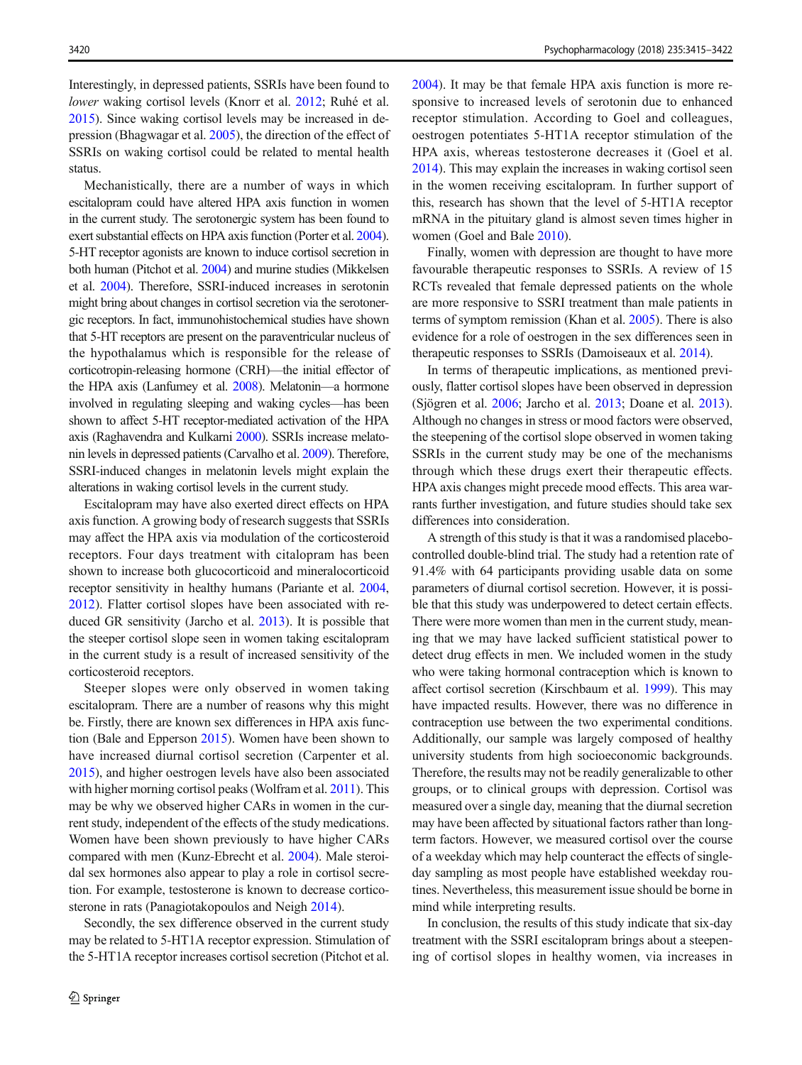Interestingly, in depressed patients, SSRIs have been found to *lower* waking cortisol levels (Knorr et al. 2012; Ruhé et al. 2015). Since waking cortisol levels may be increased in depression (Bhagwagar et al. 2005), the direction of the effect of SSRIs on waking cortisol could be related to mental health status.

Mechanistically, there are a number of ways in which escitalopram could have altered HPA axis function in women in the current study. The serotonergic system has been found to exert substantial effects on HPA axis function (Porter et al. 2004). 5-HT receptor agonists are known to induce cortisol secretion in both human (Pitchot et al. 2004) and murine studies (Mikkelsen et al. 2004). Therefore, SSRI-induced increases in serotonin might bring about changes in cortisol secretion via the serotonergic receptors. In fact, immunohistochemical studies have shown that 5-HT receptors are present on the paraventricular nucleus of the hypothalamus which is responsible for the release of corticotropin-releasing hormone (CRH)—the initial effector of the HPA axis (Lanfumey et al. 2008). Melatonin—a hormone involved in regulating sleeping and waking cycles—has been shown to affect 5-HT receptor-mediated activation of the HPA axis (Raghavendra and Kulkarni 2000). SSRIs increase melatonin levels in depressed patients (Carvalho et al. 2009). Therefore, SSRI-induced changes in melatonin levels might explain the alterations in waking cortisol levels in the current study.

Escitalopram may have also exerted direct effects on HPA axis function. A growing body of research suggests that SSRIs may affect the HPA axis via modulation of the corticosteroid receptors. Four days treatment with citalopram has been shown to increase both glucocorticoid and mineralocorticoid receptor sensitivity in healthy humans (Pariante et al. 2004, 2012). Flatter cortisol slopes have been associated with reduced GR sensitivity (Jarcho et al. 2013). It is possible that the steeper cortisol slope seen in women taking escitalopram in the current study is a result of increased sensitivity of the corticosteroid receptors.

Steeper slopes were only observed in women taking escitalopram. There are a number of reasons why this might be. Firstly, there are known sex differences in HPA axis function (Bale and Epperson 2015). Women have been shown to have increased diurnal cortisol secretion (Carpenter et al. 2015), and higher oestrogen levels have also been associated with higher morning cortisol peaks (Wolfram et al. 2011). This may be why we observed higher CARs in women in the current study, independent of the effects of the study medications. Women have been shown previously to have higher CARs compared with men (Kunz-Ebrecht et al. 2004). Male steroidal sex hormones also appear to play a role in cortisol secretion. For example, testosterone is known to decrease corticosterone in rats (Panagiotakopoulos and Neigh 2014).

Secondly, the sex difference observed in the current study may be related to 5-HT1A receptor expression. Stimulation of the 5-HT1A receptor increases cortisol secretion (Pitchot et al. 2004). It may be that female HPA axis function is more responsive to increased levels of serotonin due to enhanced receptor stimulation. According to Goel and colleagues, oestrogen potentiates 5-HT1A receptor stimulation of the HPA axis, whereas testosterone decreases it (Goel et al. 2014). This may explain the increases in waking cortisol seen in the women receiving escitalopram. In further support of this, research has shown that the level of 5-HT1A receptor mRNA in the pituitary gland is almost seven times higher in women (Goel and Bale 2010).

Finally, women with depression are thought to have more favourable therapeutic responses to SSRIs. A review of 15 RCTs revealed that female depressed patients on the whole are more responsive to SSRI treatment than male patients in terms of symptom remission (Khan et al. 2005). There is also evidence for a role of oestrogen in the sex differences seen in therapeutic responses to SSRIs (Damoiseaux et al. 2014).

In terms of therapeutic implications, as mentioned previously, flatter cortisol slopes have been observed in depression (Sjögren et al. 2006; Jarcho et al. 2013; Doane et al. 2013). Although no changes in stress or mood factors were observed, the steepening of the cortisol slope observed in women taking SSRIs in the current study may be one of the mechanisms through which these drugs exert their therapeutic effects. HPA axis changes might precede mood effects. This area warrants further investigation, and future studies should take sex differences into consideration.

A strength of this study is that it was a randomised placebo-controlled double-blind trial. The study had a retention rate of 91.4% with 64 participants providing usable data on some parameters of diurnal cortisol secretion. However, it is possible that this study was underpowered to detect certain effects. There were more women than men in the current study, meaning that we may have lacked sufficient statistical power to detect drug effects in men. We included women in the study who were taking hormonal contraception which is known to affect cortisol secretion (Kirschbaum et al. 1999). This may have impacted results. However, there was no difference in contraception use between the two experimental conditions. Additionally, our sample was largely composed of healthy university students from high socioeconomic backgrounds. Therefore, the results may not be readily generalizable to other groups, or to clinical groups with depression. Cortisol was measured over a single day, meaning that the diurnal secretion may have been affected by situational factors rather than long-term factors. However, we measured cortisol over the course of a weekday which may help counteract the effects of single-day sampling as most people have established weekday routines. Nevertheless, this measurement issue should be borne in mind while interpreting results.

In conclusion, the results of this study indicate that six-day treatment with the SSRI escitalopram brings about a steepening of cortisol slopes in healthy women, via increases in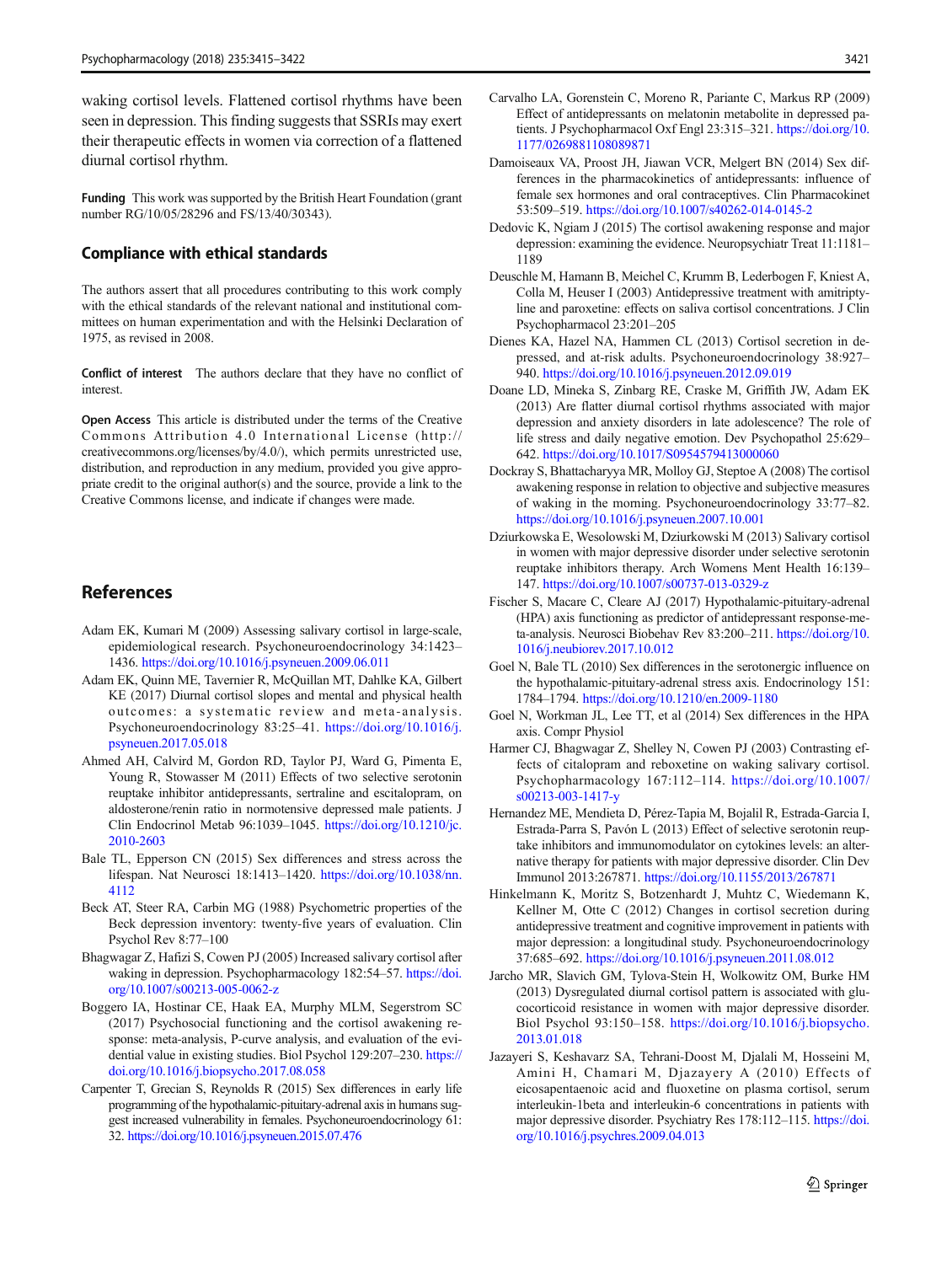waking cortisol levels. Flattened cortisol rhythms have been seen in depression. This finding suggests that SSRIs may exert their therapeutic effects in women via correction of a flattened diurnal cortisol rhythm.

**Funding** This work was supported by the British Heart Foundation (grant number RG/10/05/28296 and FS/13/40/30343).

## Compliance with ethical standards

The authors assert that all procedures contributing to this work comply with the ethical standards of the relevant national and institutional committees on human experimentation and with the Helsinki Declaration of 1975, as revised in 2008.

**Conflict of interest** The authors declare that they have no conflict of interest.

**Open Access** This article is distributed under the terms of the Creative Commons Attribution 4.0 International License (http://creativecommons.org/licenses/by/4.0/), which permits unrestricted use, distribution, and reproduction in any medium, provided you give appropriate credit to the original author(s) and the source, provide a link to the Creative Commons license, and indicate if changes were made.

## References

Adam EK, Kumari M (2009) Assessing salivary cortisol in large-scale, epidemiological research. Psychoneuroendocrinology 34:1423–1436. https://doi.org/10.1016/j.psyneuen.2009.06.011

Adam EK, Quinn ME, Tavernier R, McQuillan MT, Dahlke KA, Gilbert KE (2017) Diurnal cortisol slopes and mental and physical health outcomes: a systematic review and meta-analysis. Psychoneuroendocrinology 83:25–41. https://doi.org/10.1016/j.psyneuen.2017.05.018

Ahmed AH, Calvird M, Gordon RD, Taylor PJ, Ward G, Pimenta E, Young R, Stowasser M (2011) Effects of two selective serotonin reuptake inhibitor antidepressants, sertraline and escitalopram, on aldosterone/renin ratio in normotensive depressed male patients. J Clin Endocrinol Metab 96:1039–1045. https://doi.org/10.1210/jc.2010-2603

Bale TL, Epperson CN (2015) Sex differences and stress across the lifespan. Nat Neurosci 18:1413–1420. https://doi.org/10.1038/nn.4112

Beck AT, Steer RA, Carbin MG (1988) Psychometric properties of the Beck depression inventory: twenty-five years of evaluation. Clin Psychol Rev 8:77–100

Bhagwagar Z, Hafizi S, Cowen PJ (2005) Increased salivary cortisol after waking in depression. Psychopharmacology 182:54–57. https://doi.org/10.1007/s00213-005-0062-z

Boggero IA, Hostinar CE, Haak EA, Murphy MLM, Segerstrom SC (2017) Psychosocial functioning and the cortisol awakening response: meta-analysis, P-curve analysis, and evaluation of the evidential value in existing studies. Biol Psychol 129:207–230. https://doi.org/10.1016/j.biopsycho.2017.08.058

Carpenter T, Grecian S, Reynolds R (2015) Sex differences in early life programming of the hypothalamic-pituitary-adrenal axis in humans suggest increased vulnerability in females. Psychoneuroendocrinology 61:32. https://doi.org/10.1016/j.psyneuen.2015.07.476

Carvalho LA, Gorenstein C, Moreno R, Pariante C, Markus RP (2009) Effect of antidepressants on melatonin metabolite in depressed patients. J Psychopharmacol Oxf Engl 23:315–321. https://doi.org/10.1177/0269881108089871

Damoiseaux VA, Proost JH, Jiawan VCR, Melgert BN (2014) Sex differences in the pharmacokinetics of antidepressants: influence of female sex hormones and oral contraceptives. Clin Pharmacokinet 53:509–519. https://doi.org/10.1007/s40262-014-0145-2

Dedovic K, Ngiam J (2015) The cortisol awakening response and major depression: examining the evidence. Neuropsychiatr Treat 11:1181–1189

Deuschle M, Hamann B, Meichel C, Krumm B, Lederbogen F, Kniest A, Colla M, Heuser I (2003) Antidepressive treatment with amitriptyline and paroxetine: effects on saliva cortisol concentrations. J Clin Psychopharmacol 23:201–205

Dienes KA, Hazel NA, Hammen CL (2013) Cortisol secretion in depressed, and at-risk adults. Psychoneuroendocrinology 38:927–940. https://doi.org/10.1016/j.psyneuen.2012.09.019

Doane LD, Mineka S, Zinbarg RE, Craske M, Griffith JW, Adam EK (2013) Are flatter diurnal cortisol rhythms associated with major depression and anxiety disorders in late adolescence? The role of life stress and daily negative emotion. Dev Psychopathol 25:629–642. https://doi.org/10.1017/S0954579413000060

Dockray S, Bhattacharyya MR, Molloy GJ, Steptoe A (2008) The cortisol awakening response in relation to objective and subjective measures of waking in the morning. Psychoneuroendocrinology 33:77–82. https://doi.org/10.1016/j.psyneuen.2007.10.001

Dziurkowska E, Wesolowski M, Dziurkowski M (2013) Salivary cortisol in women with major depressive disorder under selective serotonin reuptake inhibitors therapy. Arch Womens Ment Health 16:139–147. https://doi.org/10.1007/s00737-013-0329-z

Fischer S, Macare C, Cleare AJ (2017) Hypothalamic-pituitary-adrenal (HPA) axis functioning as predictor of antidepressant response-meta-analysis. Neurosci Biobehav Rev 83:200–211. https://doi.org/10.1016/j.neubiorev.2017.10.012

Goel N, Bale TL (2010) Sex differences in the serotonergic influence on the hypothalamic-pituitary-adrenal stress axis. Endocrinology 151:1784–1794. https://doi.org/10.1210/en.2009-1180

Goel N, Workman JL, Lee TT, et al (2014) Sex differences in the HPA axis. Compr Physiol

Harmer CJ, Bhagwagar Z, Shelley N, Cowen PJ (2003) Contrasting effects of citalopram and reboxetine on waking salivary cortisol. Psychopharmacology 167:112–114. https://doi.org/10.1007/s00213-003-1417-y

Hernandez ME, Mendieta D, Pérez-Tapia M, Bojalil R, Estrada-Garcia I, Estrada-Parra S, Pavón L (2013) Effect of selective serotonin reuptake inhibitors and immunomodulator on cytokines levels: an alternative therapy for patients with major depressive disorder. Clin Dev Immunol 2013:267871. https://doi.org/10.1155/2013/267871

Hinkelmann K, Moritz S, Botzenhardt J, Muhtz C, Wiedemann K, Kellner M, Otte C (2012) Changes in cortisol secretion during antidepressive treatment and cognitive improvement in patients with major depression: a longitudinal study. Psychoneuroendocrinology 37:685–692. https://doi.org/10.1016/j.psyneuen.2011.08.012

Jarcho MR, Slavich GM, Tylova-Stein H, Wolkowitz OM, Burke HM (2013) Dysregulated diurnal cortisol pattern is associated with glucocorticoid resistance in women with major depressive disorder. Biol Psychol 93:150–158. https://doi.org/10.1016/j.biopsycho.2013.01.018

Jazayeri S, Keshavarz SA, Tehrani-Doost M, Djalali M, Hosseini M, Amini H, Chamari M, Djazayery A (2010) Effects of eicosapentaenoic acid and fluoxetine on plasma cortisol, serum interleukin-1beta and interleukin-6 concentrations in patients with major depressive disorder. Psychiatry Res 178:112–115. https://doi.org/10.1016/j.psychres.2009.04.013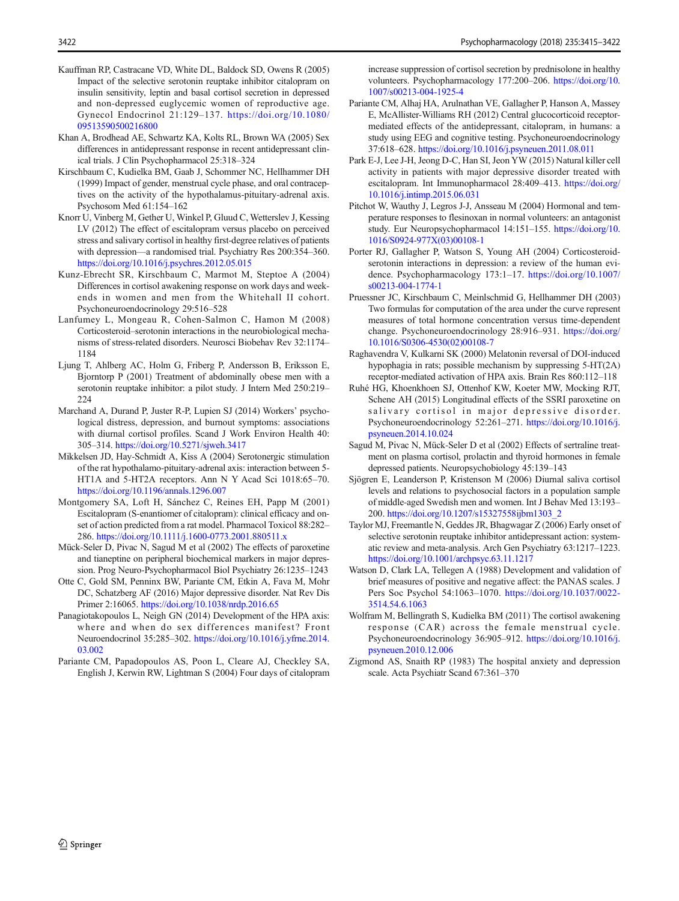Kauffman RP, Castracane VD, White DL, Baldock SD, Owens R (2005) Impact of the selective serotonin reuptake inhibitor citalopram on insulin sensitivity, leptin and basal cortisol secretion in depressed and non-depressed euglycemic women of reproductive age. Gynecol Endocrinol 21:129–137. https://doi.org/10.1080/09513590500216800

Khan A, Brodhead AE, Schwartz KA, Kolts RL, Brown WA (2005) Sex differences in antidepressant response in recent antidepressant clinical trials. J Clin Psychopharmacol 25:318–324

Kirschbaum C, Kudielka BM, Gaab J, Schommer NC, Hellhammer DH (1999) Impact of gender, menstrual cycle phase, and oral contraceptives on the activity of the hypothalamus-pituitary-adrenal axis. Psychosom Med 61:154–162

Knorr U, Vinberg M, Gether U, Winkel P, Gluud C, Wetterslev J, Kessing LV (2012) The effect of escitalopram versus placebo on perceived stress and salivary cortisol in healthy first-degree relatives of patients with depression—a randomised trial. Psychiatry Res 200:354–360. https://doi.org/10.1016/j.psychres.2012.05.015

Kunz-Ebrecht SR, Kirschbaum C, Marmot M, Steptoe A (2004) Differences in cortisol awakening response on work days and weekends in women and men from the Whitehall II cohort. Psychoneuroendocrinology 29:516–528

Lanfumey L, Mongeau R, Cohen-Salmon C, Hamon M (2008) Corticosteroid–serotonin interactions in the neurobiological mechanisms of stress-related disorders. Neurosci Biobehav Rev 32:1174–1184

Ljung T, Ahlberg AC, Holm G, Friberg P, Andersson B, Eriksson E, Bjorntorp P (2001) Treatment of abdominally obese men with a serotonin reuptake inhibitor: a pilot study. J Intern Med 250:219–224

Marchand A, Durand P, Juster R-P, Lupien SJ (2014) Workers' psychological distress, depression, and burnout symptoms: associations with diurnal cortisol profiles. Scand J Work Environ Health 40: 305–314. https://doi.org/10.5271/sjweh.3417

Mikkelsen JD, Hay-Schmidt A, Kiss A (2004) Serotonergic stimulation of the rat hypothalamo-pituitary-adrenal axis: interaction between 5-HT1A and 5-HT2A receptors. Ann N Y Acad Sci 1018:65–70. https://doi.org/10.1196/annals.1296.007

Montgomery SA, Loft H, Sánchez C, Reines EH, Papp M (2001) Escitalopram (S-enantiomer of citalopram): clinical efficacy and onset of action predicted from a rat model. Pharmacol Toxicol 88:282–286. https://doi.org/10.1111/j.1600-0773.2001.880511.x

Mück-Seler D, Pivac N, Sagud M et al (2002) The effects of paroxetine and tianeptine on peripheral biochemical markers in major depression. Prog Neuro-Psychopharmacol Biol Psychiatry 26:1235–1243

Otte C, Gold SM, Penninx BW, Pariante CM, Etkin A, Fava M, Mohr DC, Schatzberg AF (2016) Major depressive disorder. Nat Rev Dis Primer 2:16065. https://doi.org/10.1038/nrdp.2016.65

Panagiotakopoulos L, Neigh GN (2014) Development of the HPA axis: where and when do sex differences manifest? Front Neuroendocrinol 35:285–302. https://doi.org/10.1016/j.yfrne.2014.03.002

Pariante CM, Papadopoulos AS, Poon L, Cleare AJ, Checkley SA, English J, Kerwin RW, Lightman S (2004) Four days of citalopram increase suppression of cortisol secretion by prednisolone in healthy volunteers. Psychopharmacology 177:200–206. https://doi.org/10.1007/s00213-004-1925-4

Pariante CM, Alhaj HA, Arulnathan VE, Gallagher P, Hanson A, Massey E, McAllister-Williams RH (2012) Central glucocorticoid receptor-mediated effects of the antidepressant, citalopram, in humans: a study using EEG and cognitive testing. Psychoneuroendocrinology 37:618–628. https://doi.org/10.1016/j.psyneuen.2011.08.011

Park E-J, Lee J-H, Jeong D-C, Han SI, Jeon YW (2015) Natural killer cell activity in patients with major depressive disorder treated with escitalopram. Int Immunopharmacol 28:409–413. https://doi.org/10.1016/j.intimp.2015.06.031

Pitchot W, Wauthy J, Legros J-J, Ansseau M (2004) Hormonal and temperature responses to flesinoxan in normal volunteers: an antagonist study. Eur Neuropsychopharmacol 14:151–155. https://doi.org/10.1016/S0924-977X(03)00108-1

Porter RJ, Gallagher P, Watson S, Young AH (2004) Corticosteroid-serotonin interactions in depression: a review of the human evidence. Psychopharmacology 173:1–17. https://doi.org/10.1007/s00213-004-1774-1

Pruessner JC, Kirschbaum C, Meinlschmid G, Hellhammer DH (2003) Two formulas for computation of the area under the curve represent measures of total hormone concentration versus time-dependent change. Psychoneuroendocrinology 28:916–931. https://doi.org/10.1016/S0306-4530(02)00108-7

Raghavendra V, Kulkarni SK (2000) Melatonin reversal of DOI-induced hypophagia in rats; possible mechanism by suppressing 5-HT(2A) receptor-mediated activation of HPA axis. Brain Res 860:112–118

Ruhé HG, Khoenkhoen SJ, Ottenhof KW, Koeter MW, Mocking RJT, Schene AH (2015) Longitudinal effects of the SSRI paroxetine on salivary cortisol in major depressive disorder. Psychoneuroendocrinology 52:261–271. https://doi.org/10.1016/j.psyneuen.2014.10.024

Sagud M, Pivac N, Mück-Seler D et al (2002) Effects of sertraline treatment on plasma cortisol, prolactin and thyroid hormones in female depressed patients. Neuropsychobiology 45:139–143

Sjögren E, Leanderson P, Kristenson M (2006) Diurnal saliva cortisol levels and relations to psychosocial factors in a population sample of middle-aged Swedish men and women. Int J Behav Med 13:193–200. https://doi.org/10.1207/s15327558ijbm1303_2

Taylor MJ, Freemantle N, Geddes JR, Bhagwagar Z (2006) Early onset of selective serotonin reuptake inhibitor antidepressant action: systematic review and meta-analysis. Arch Gen Psychiatry 63:1217–1223. https://doi.org/10.1001/archpsyc.63.11.1217

Watson D, Clark LA, Tellegen A (1988) Development and validation of brief measures of positive and negative affect: the PANAS scales. J Pers Soc Psychol 54:1063–1070. https://doi.org/10.1037/0022-3514.54.6.1063

Wolfram M, Bellingrath S, Kudielka BM (2011) The cortisol awakening response (CAR) across the female menstrual cycle. Psychoneuroendocrinology 36:905–912. https://doi.org/10.1016/j.psyneuen.2010.12.006

Zigmond AS, Snaith RP (1983) The hospital anxiety and depression scale. Acta Psychiatr Scand 67:361–370